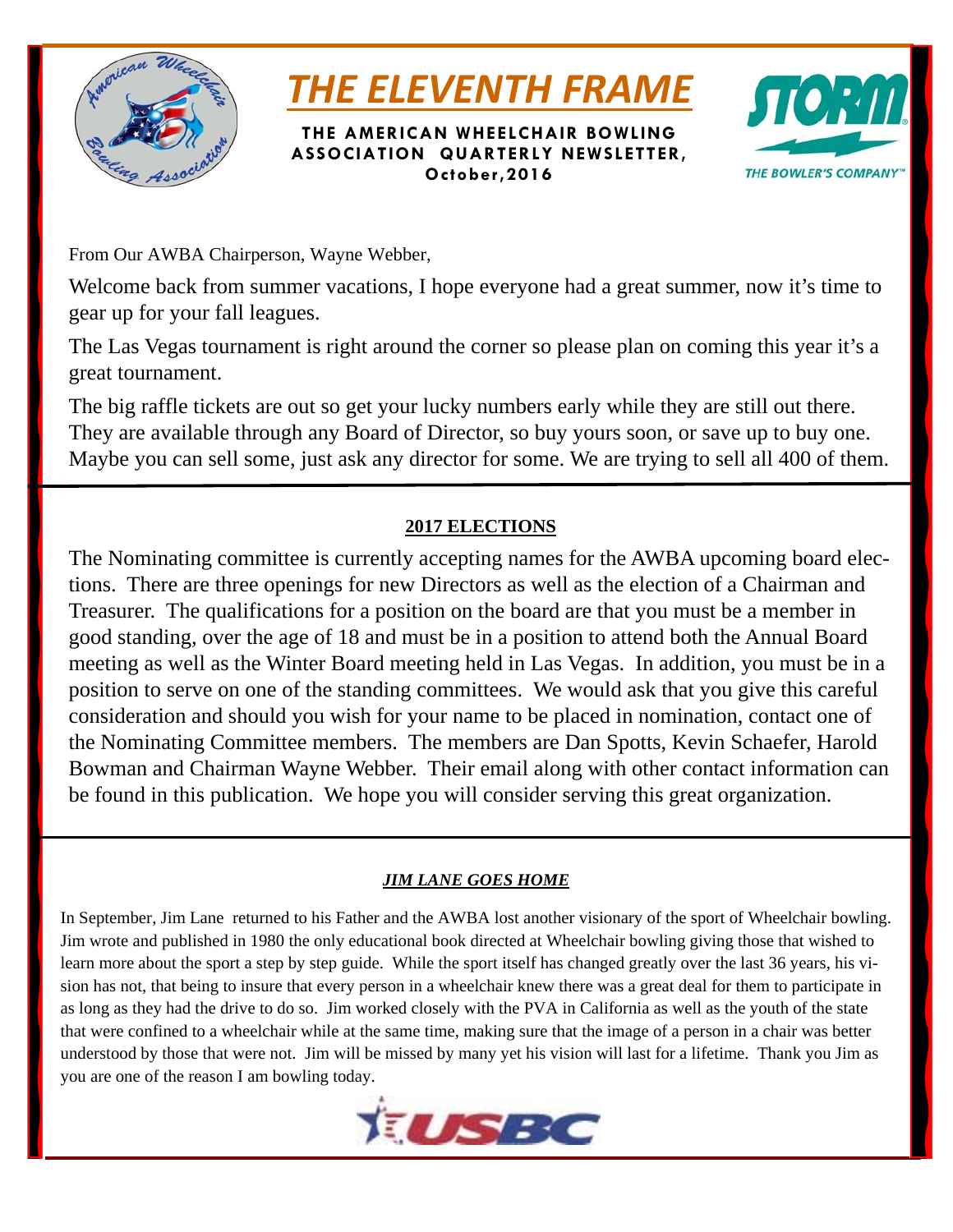# THE ELEVENTH FRAME

**THE AMERICAN WHEELCHAIR BOWLING ASSOCIATION QUARTERLY NEWSLETTER, October,2016**

From Our AWBA Chairperson, Wayne Webber,

Welcome back from summer vacations, I hope everyone had a great summer, now it's time to gear up for your fall leagues.

The Las Vegas tournament is right around the corner so please plan on coming this year it's a great tournament.

The big raffle tickets are out so get your lucky numbers early while they are still out there. They are available through any Board of Director, so buy yours soon, or save up to buy one. Maybe you can sell some, just ask any director for some. We are trying to sell all 400 of them.

## 2017 ELECTIONS

The Nominating committee is currently accepting names for the AWBA upcoming board elections. There are three openings for new Directors as well as the election of a Chairman and Treasurer. The qualifications for a position on the board are that you must be a member in good standing, over the age of 18 and must be in a position to attend both the Annual Board meeting as well as the Winter Board meeting held in Las Vegas. In addition, you must be in a position to serve on one of the standing committees. We would ask that you give this careful consideration and should you wish for your name to be placed in nomination, contact one of the Nominating Committee members. The members are Dan Spotts, Kevin Schaefer, Harold Bowman and Chairman Wayne Webber. Their email along with other contact information can be found in this publication. We hope you will consider serving this great organization.

## *JIM LANE GOES HOME*

In September, Jim Lane returned to his Father and the AWBA lost another visionary of the sport of Wheelchair bowling. Jim wrote and published in 1980 the only educational book directed at Wheelchair bowling giving those that wished to learn more about the sport a step by step guide. While the sport itself has changed greatly over the last 36 years, his vision has not, that being to insure that every person in a wheelchair knew there was a great deal for them to participate in as long as they had the drive to do so. Jim worked closely with the PVA in California as well as the youth of the state that were confined to a wheelchair while at the same time, making sure that the image of a person in a chair was better understood by those that were not. Jim will be missed by many yet his vision will last for a lifetime. Thank you Jim as you are one of the reason I am bowling today.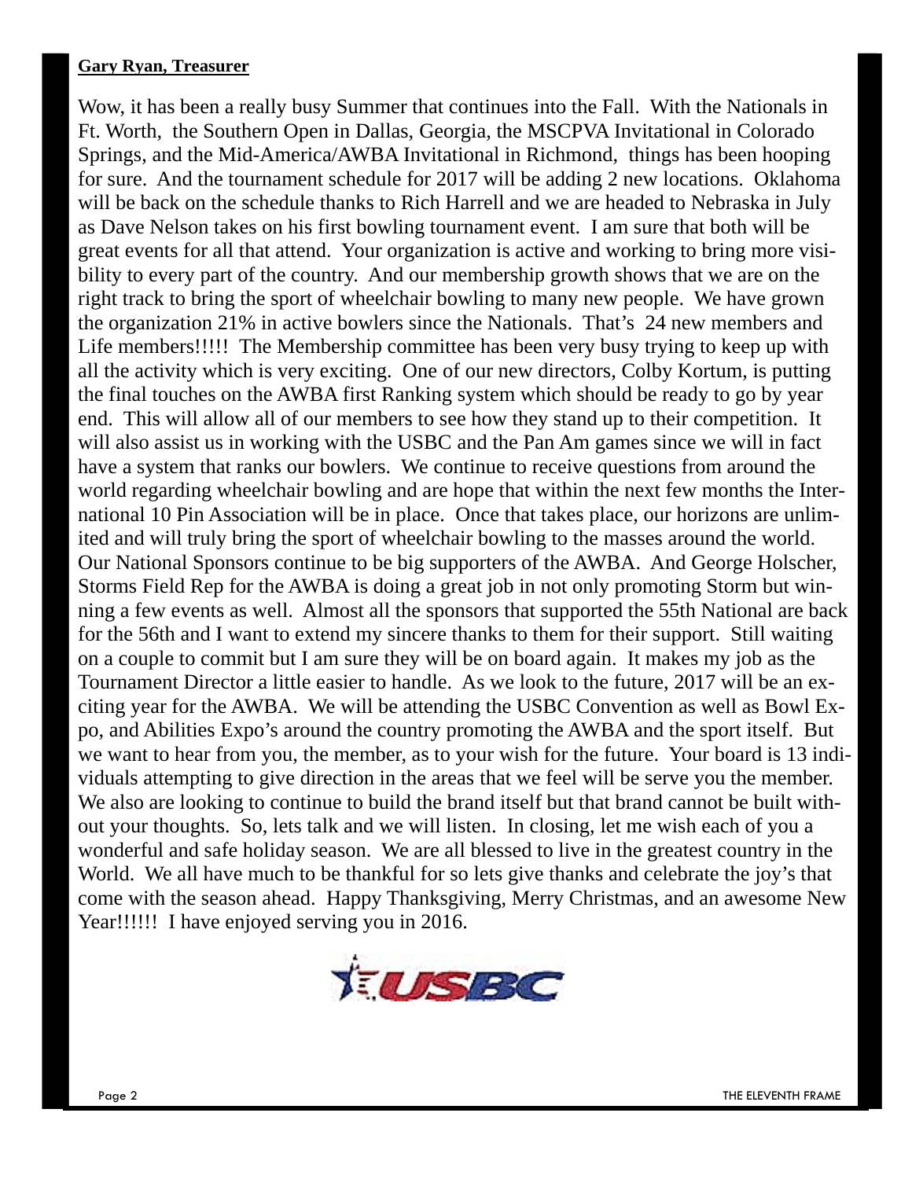**Gary Ryan, Treasurer**

Wow, it has been a really busy Summer that continues into the Fall. With the Nationals in Ft. Worth, the Southern Open in Dallas, Georgia, the MSCPVA Invitational in Colorado Springs, and the Mid-America/AWBA Invitational in Richmond, things has been hooping for sure. And the tournament schedule for 2017 will be adding 2 new locations. Oklahoma will be back on the schedule thanks to Rich Harrell and we are headed to Nebraska in July as Dave Nelson takes on his first bowling tournament event. I am sure that both will be great events for all that attend. Your organization is active and working to bring more visibility to every part of the country. And our membership growth shows that we are on the right track to bring the sport of wheelchair bowling to many new people. We have grown the organization 21% in active bowlers since the Nationals. That's 24 new members and Life members!!!!! The Membership committee has been very busy trying to keep up with all the activity which is very exciting. One of our new directors, Colby Kortum, is putting the final touches on the AWBA first Ranking system which should be ready to go by year end. This will allow all of our members to see how they stand up to their competition. It will also assist us in working with the USBC and the Pan Am games since we will in fact have a system that ranks our bowlers. We continue to receive questions from around the world regarding wheelchair bowling and are hope that within the next few months the International 10 Pin Association will be in place. Once that takes place, our horizons are unlimited and will truly bring the sport of wheelchair bowling to the masses around the world. Our National Sponsors continue to be big supporters of the AWBA. And George Holscher, Storms Field Rep for the AWBA is doing a great job in not only promoting Storm but winning a few events as well. Almost all the sponsors that supported the 55th National are back for the 56th and I want to extend my sincere thanks to them for their support. Still waiting on a couple to commit but I am sure they will be on board again. It makes my job as the Tournament Director a little easier to handle. As we look to the future, 2017 will be an exciting year for the AWBA. We will be attending the USBC Convention as well as Bowl Expo, and Abilities Expo's around the country promoting the AWBA and the sport itself. But we want to hear from you, the member, as to your wish for the future. Your board is 13 individuals attempting to give direction in the areas that we feel will be serve you the member. We also are looking to continue to build the brand itself but that brand cannot be built without your thoughts. So, lets talk and we will listen. In closing, let me wish each of you a wonderful and safe holiday season. We are all blessed to live in the greatest country in the World. We all have much to be thankful for so lets give thanks and celebrate the joy's that come with the season ahead. Happy Thanksgiving, Merry Christmas, and an awesome New Year!!!!!! I have enjoyed serving you in 2016.

USBC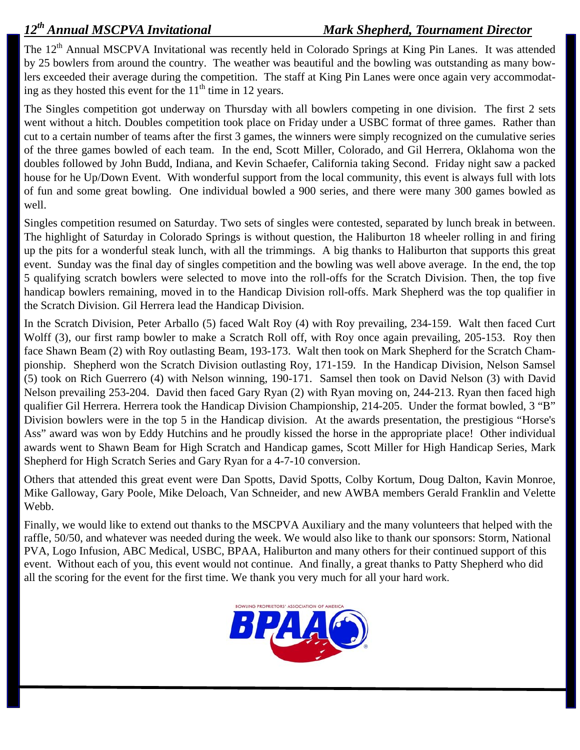## *12th Annual MSCPVA Invitational* *Mark Shepherd, Tournament Director*

The 12th Annual MSCPVA Invitational was recently held in Colorado Springs at King Pin Lanes. It was attended by 25 bowlers from around the country. The weather was beautiful and the bowling was outstanding as many bowlers exceeded their average during the competition. The staff at King Pin Lanes were once again very accommodating as they hosted this event for the 11th time in 12 years.

The Singles competition got underway on Thursday with all bowlers competing in one division. The first 2 sets went without a hitch. Doubles competition took place on Friday under a USBC format of three games. Rather than cut to a certain number of teams after the first 3 games, the winners were simply recognized on the cumulative series of the three games bowled of each team. In the end, Scott Miller, Colorado, and Gil Herrera, Oklahoma won the doubles followed by John Budd, Indiana, and Kevin Schaefer, California taking Second. Friday night saw a packed house for he Up/Down Event. With wonderful support from the local community, this event is always full with lots of fun and some great bowling. One individual bowled a 900 series, and there were many 300 games bowled as well.

Singles competition resumed on Saturday. Two sets of singles were contested, separated by lunch break in between. The highlight of Saturday in Colorado Springs is without question, the Haliburton 18 wheeler rolling in and firing up the pits for a wonderful steak lunch, with all the trimmings. A big thanks to Haliburton that supports this great event. Sunday was the final day of singles competition and the bowling was well above average. In the end, the top 5 qualifying scratch bowlers were selected to move into the roll-offs for the Scratch Division. Then, the top five handicap bowlers remaining, moved in to the Handicap Division roll-offs. Mark Shepherd was the top qualifier in the Scratch Division. Gil Herrera lead the Handicap Division.

In the Scratch Division, Peter Arballo (5) faced Walt Roy (4) with Roy prevailing, 234-159. Walt then faced Curt Wolff (3), our first ramp bowler to make a Scratch Roll off, with Roy once again prevailing, 205-153. Roy then face Shawn Beam (2) with Roy outlasting Beam, 193-173. Walt then took on Mark Shepherd for the Scratch Championship. Shepherd won the Scratch Division outlasting Roy, 171-159. In the Handicap Division, Nelson Samsel (5) took on Rich Guerrero (4) with Nelson winning, 190-171. Samsel then took on David Nelson (3) with David Nelson prevailing 253-204. David then faced Gary Ryan (2) with Ryan moving on, 244-213. Ryan then faced high qualifier Gil Herrera. Herrera took the Handicap Division Championship, 214-205. Under the format bowled, 3 "B" Division bowlers were in the top 5 in the Handicap division. At the awards presentation, the prestigious "Horse's Ass" award was won by Eddy Hutchins and he proudly kissed the horse in the appropriate place! Other individual awards went to Shawn Beam for High Scratch and Handicap games, Scott Miller for High Handicap Series, Mark Shepherd for High Scratch Series and Gary Ryan for a 4-7-10 conversion.

Others that attended this great event were Dan Spotts, David Spotts, Colby Kortum, Doug Dalton, Kavin Monroe, Mike Galloway, Gary Poole, Mike Deloach, Van Schneider, and new AWBA members Gerald Franklin and Velette Webb.

Finally, we would like to extend out thanks to the MSCPVA Auxiliary and the many volunteers that helped with the raffle, 50/50, and whatever was needed during the week. We would also like to thank our sponsors: Storm, National PVA, Logo Infusion, ABC Medical, USBC, BPAA, Haliburton and many others for their continued support of this event. Without each of you, this event would not continue. And finally, a great thanks to Patty Shepherd who did all the scoring for the event for the first time. We thank you very much for all your hard work.

BOWLING PROPRIETORS' ASSOCIATION OF AMERICA

BPAA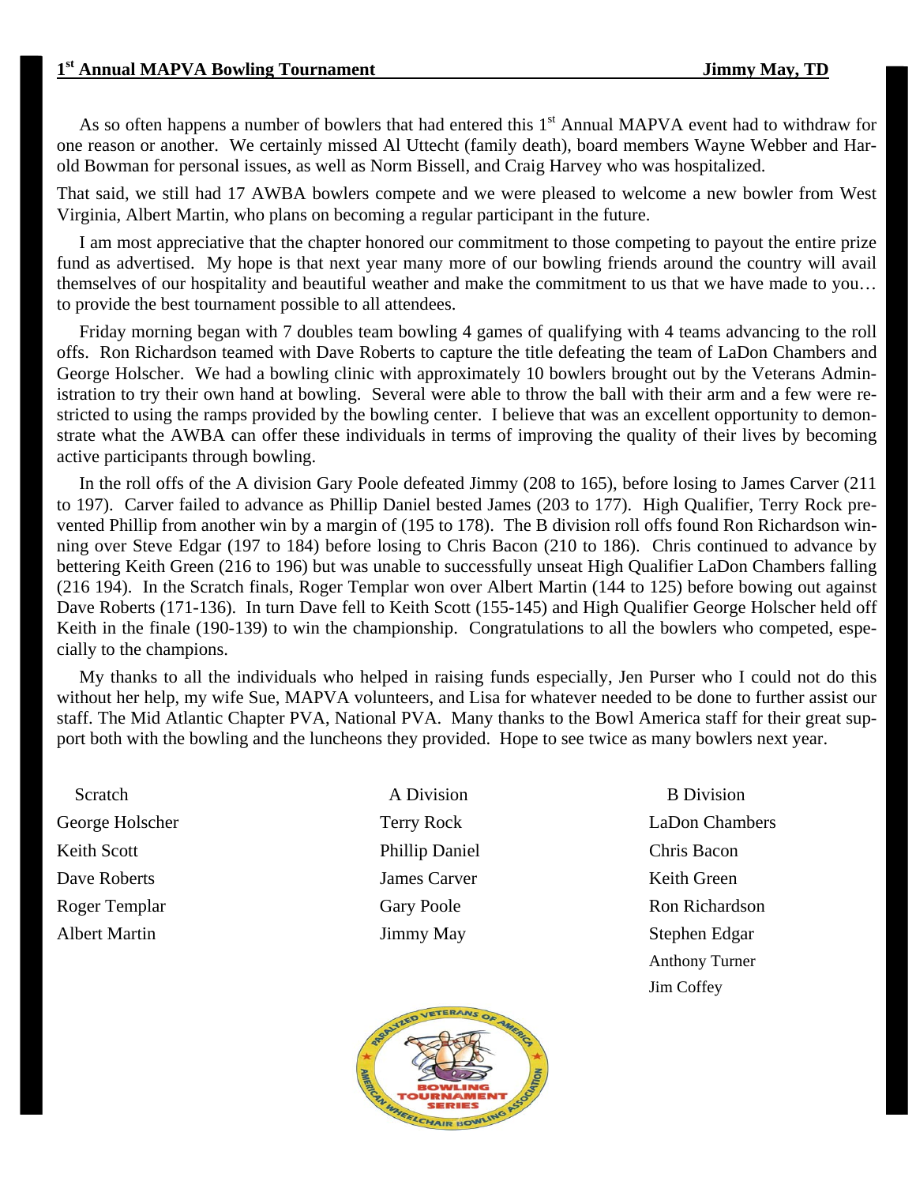## 1[st] Annual MAPVA Bowling Tournament — Jimmy May, TD

As so often happens a number of bowlers that had entered this 1[st] Annual MAPVA event had to withdraw for one reason or another. We certainly missed Al Uttecht (family death), board members Wayne Webber and Harold Bowman for personal issues, as well as Norm Bissell, and Craig Harvey who was hospitalized.

That said, we still had 17 AWBA bowlers compete and we were pleased to welcome a new bowler from West Virginia, Albert Martin, who plans on becoming a regular participant in the future.

I am most appreciative that the chapter honored our commitment to those competing to payout the entire prize fund as advertised. My hope is that next year many more of our bowling friends around the country will avail themselves of our hospitality and beautiful weather and make the commitment to us that we have made to you… to provide the best tournament possible to all attendees.

Friday morning began with 7 doubles team bowling 4 games of qualifying with 4 teams advancing to the roll offs. Ron Richardson teamed with Dave Roberts to capture the title defeating the team of LaDon Chambers and George Holscher. We had a bowling clinic with approximately 10 bowlers brought out by the Veterans Administration to try their own hand at bowling. Several were able to throw the ball with their arm and a few were restricted to using the ramps provided by the bowling center. I believe that was an excellent opportunity to demonstrate what the AWBA can offer these individuals in terms of improving the quality of their lives by becoming active participants through bowling.

In the roll offs of the A division Gary Poole defeated Jimmy (208 to 165), before losing to James Carver (211 to 197). Carver failed to advance as Phillip Daniel bested James (203 to 177). High Qualifier, Terry Rock prevented Phillip from another win by a margin of (195 to 178). The B division roll offs found Ron Richardson winning over Steve Edgar (197 to 184) before losing to Chris Bacon (210 to 186). Chris continued to advance by bettering Keith Green (216 to 196) but was unable to successfully unseat High Qualifier LaDon Chambers falling (216 194). In the Scratch finals, Roger Templar won over Albert Martin (144 to 125) before bowing out against Dave Roberts (171-136). In turn Dave fell to Keith Scott (155-145) and High Qualifier George Holscher held off Keith in the finale (190-139) to win the championship. Congratulations to all the bowlers who competed, especially to the champions.

My thanks to all the individuals who helped in raising funds especially, Jen Purser who I could not do this without her help, my wife Sue, MAPVA volunteers, and Lisa for whatever needed to be done to further assist our staff. The Mid Atlantic Chapter PVA, National PVA. Many thanks to the Bowl America staff for their great support both with the bowling and the luncheons they provided. Hope to see twice as many bowlers next year.

| Scratch | A Division | B Division |
|---|---|---|
| George Holscher | Terry Rock | LaDon Chambers |
| Keith Scott | Phillip Daniel | Chris Bacon |
| Dave Roberts | James Carver | Keith Green |
| Roger Templar | Gary Poole | Ron Richardson |
| Albert Martin | Jimmy May | Stephen Edgar |
| | | Anthony Turner |
| | | Jim Coffey |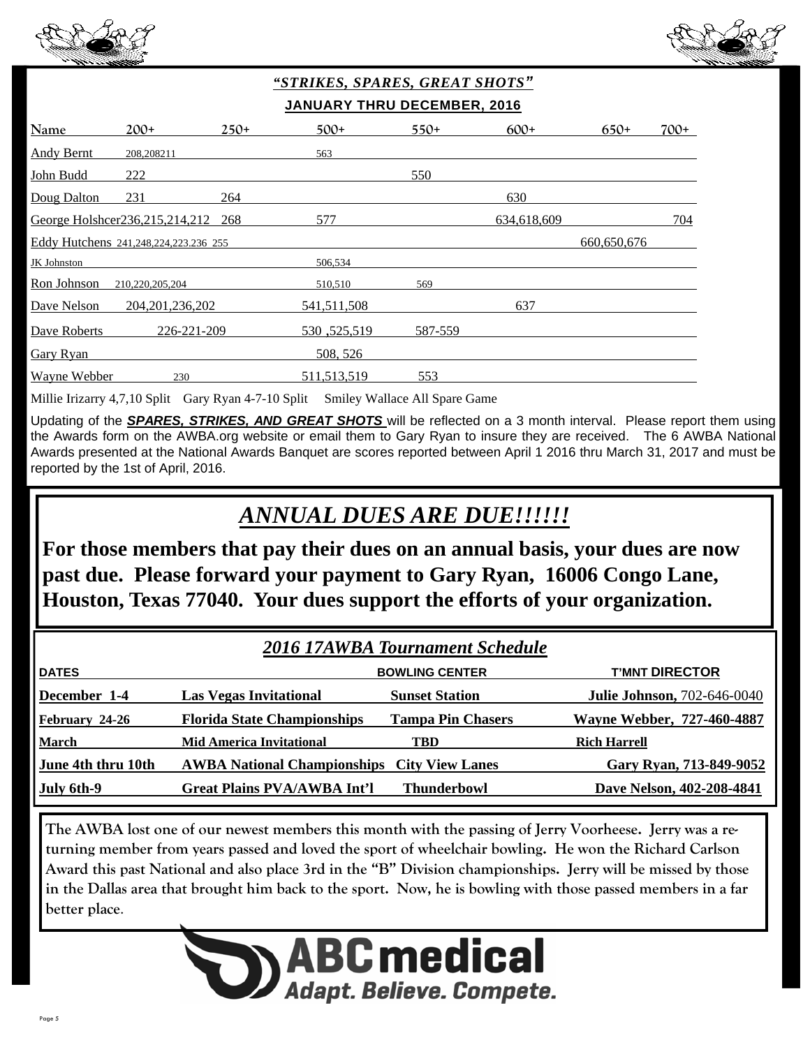## *"STRIKES, SPARES, GREAT SHOTS"*

**JANUARY THRU DECEMBER, 2016**

| Name | 200+ | 250+ | 500+ | 550+ | 600+ | 650+ | 700+ |
|---|---|---|---|---|---|---|---|
| Andy Bernt | 208,208211 | | 563 | | | | |
| John Budd | 222 | | | 550 | | | |
| Doug Dalton | 231 | 264 | | | 630 | | |
| George Holshcer | 236,215,214,212 | 268 | 577 | | 634,618,609 | | 704 |
| Eddy Hutchens | 241,248,224,223.236 | 255 | | | | 660,650,676 | |
| JK Johnston | | | 506,534 | | | | |
| Ron Johnson | 210,220,205,204 | | 510,510 | 569 | | | |
| Dave Nelson | 204,201,236,202 | | 541,511,508 | | 637 | | |
| Dave Roberts | 226-221-209 | | 530 ,525,519 | 587-559 | | | |
| Gary Ryan | | | 508, 526 | | | | |
| Wayne Webber | 230 | | 511,513,519 | 553 | | | |

Millie Irizarry 4,7,10 Split  Gary Ryan 4-7-10 Split  Smiley Wallace All Spare Game

Updating of the ***SPARES, STRIKES, AND GREAT SHOTS*** will be reflected on a 3 month interval. Please report them using the Awards form on the AWBA.org website or email them to Gary Ryan to insure they are received. The 6 AWBA National Awards presented at the National Awards Banquet are scores reported between April 1 2016 thru March 31, 2017 and must be reported by the 1st of April, 2016.

# *ANNUAL DUES ARE DUE!!!!!!*

**For those members that pay their dues on an annual basis, your dues are now past due. Please forward your payment to Gary Ryan, 16006 Congo Lane, Houston, Texas 77040. Your dues support the efforts of your organization.**

## *2016 17AWBA Tournament Schedule*

| DATES | | BOWLING CENTER | T'MNT DIRECTOR |
|---|---|---|---|
| **December 1-4** | **Las Vegas Invitational** | **Sunset Station** | **Julie Johnson,** 702-646-0040 |
| **February 24-26** | **Florida State Championships** | **Tampa Pin Chasers** | **Wayne Webber, 727-460-4887** |
| **March** | **Mid America Invitational** | **TBD** | **Rich Harrell** |
| **June 4th thru 10th** | **AWBA National Championships** | **City View Lanes** | **Gary Ryan, 713-849-9052** |
| **July 6th-9** | **Great Plains PVA/AWBA Int'l** | **Thunderbowl** | **Dave Nelson, 402-208-4841** |

**The AWBA lost one of our newest members this month with the passing of Jerry Voorheese. Jerry was a returning member from years passed and loved the sport of wheelchair bowling. He won the Richard Carlson Award this past National and also place 3rd in the "B" Division championships. Jerry will be missed by those in the Dallas area that brought him back to the sport. Now, he is bowling with those passed members in a far better place.**

**ABCmedical**
*Adapt. Believe. Compete.*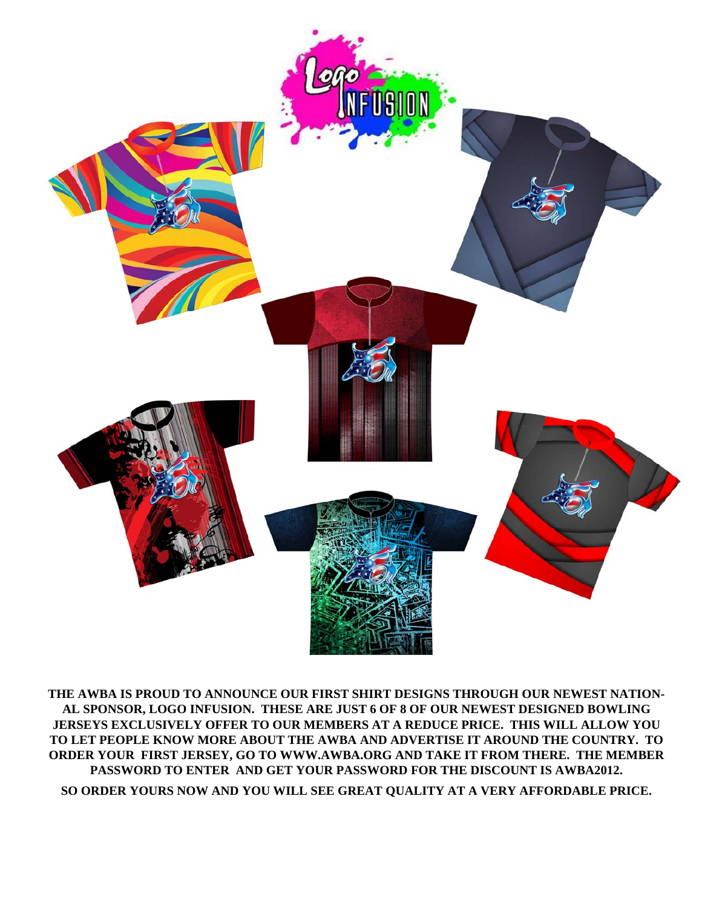**THE AWBA IS PROUD TO ANNOUNCE OUR FIRST SHIRT DESIGNS THROUGH OUR NEWEST NATIONAL SPONSOR, LOGO INFUSION. THESE ARE JUST 6 OF 8 OF OUR NEWEST DESIGNED BOWLING JERSEYS EXCLUSIVELY OFFER TO OUR MEMBERS AT A REDUCE PRICE. THIS WILL ALLOW YOU TO LET PEOPLE KNOW MORE ABOUT THE AWBA AND ADVERTISE IT AROUND THE COUNTRY. TO ORDER YOUR FIRST JERSEY, GO TO WWW.AWBA.ORG AND TAKE IT FROM THERE. THE MEMBER PASSWORD TO ENTER AND GET YOUR PASSWORD FOR THE DISCOUNT IS AWBA2012.**

**SO ORDER YOURS NOW AND YOU WILL SEE GREAT QUALITY AT A VERY AFFORDABLE PRICE.**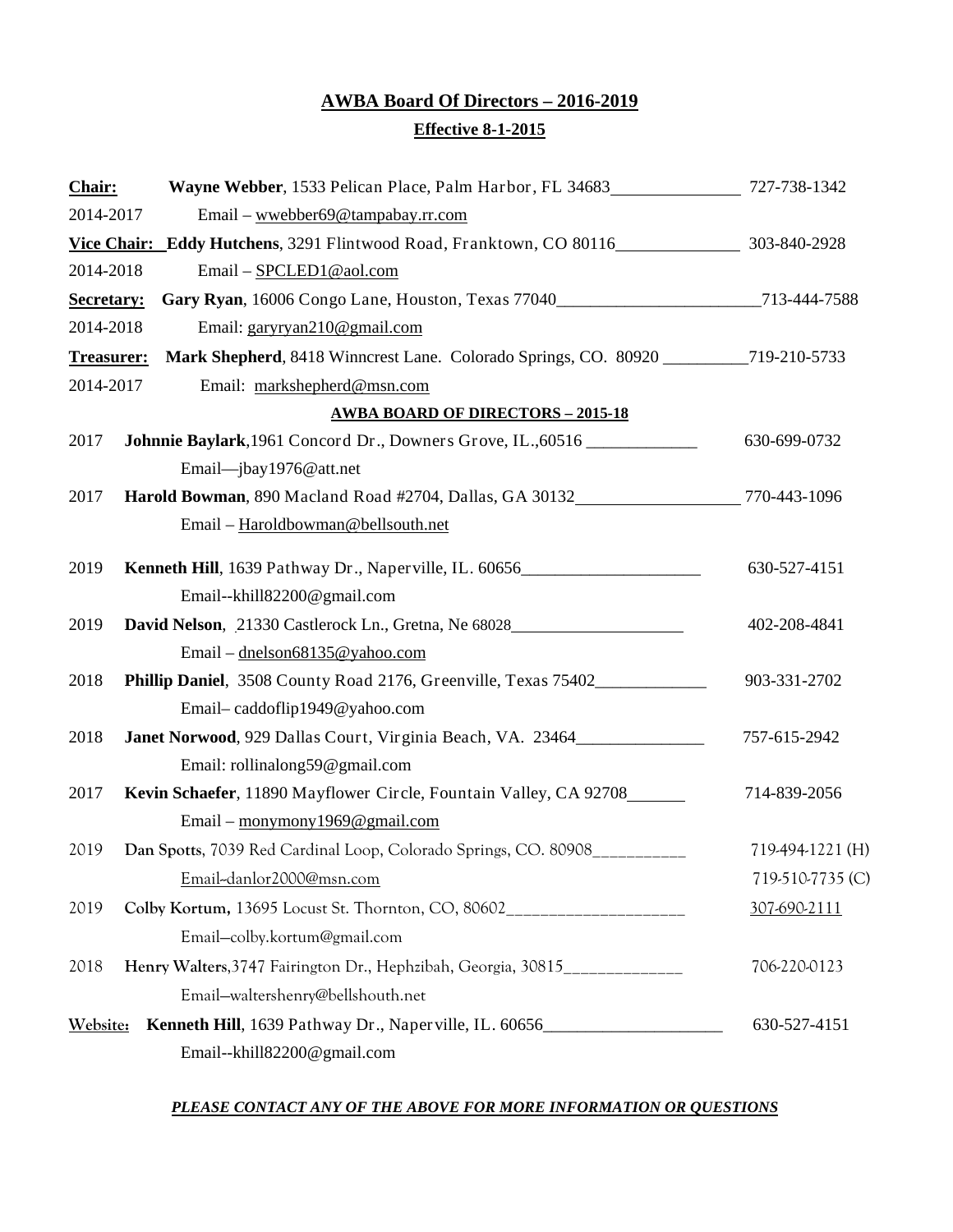## AWBA Board Of Directors – 2016-2019

**Effective 8-1-2015**

**Chair:** **Wayne Webber**, 1533 Pelican Place, Palm Harbor, FL 34683 727-738-1342
2014-2017 Email – wwebber69@tampabay.rr.com

**Vice Chair:** **Eddy Hutchens**, 3291 Flintwood Road, Franktown, CO 80116 303-840-2928
2014-2018 Email – SPCLED1@aol.com

**Secretary:** **Gary Ryan**, 16006 Congo Lane, Houston, Texas 77040 713-444-7588
2014-2018 Email: garyryan210@gmail.com

**Treasurer:** **Mark Shepherd**, 8418 Winncrest Lane. Colorado Springs, CO. 80920 719-210-5733
2014-2017 Email: markshepherd@msn.com

### AWBA BOARD OF DIRECTORS – 2015-18

2017 **Johnnie Baylark**,1961 Concord Dr., Downers Grove, IL.,60516 630-699-0732
Email—jbay1976@att.net

2017 **Harold Bowman**, 890 Macland Road #2704, Dallas, GA 30132 770-443-1096
Email – Haroldbowman@bellsouth.net

2019 **Kenneth Hill**, 1639 Pathway Dr., Naperville, IL. 60656 630-527-4151
Email--khill82200@gmail.com

2019 **David Nelson**, 21330 Castlerock Ln., Gretna, Ne 68028 402-208-4841
Email – dnelson68135@yahoo.com

2018 **Phillip Daniel**, 3508 County Road 2176, Greenville, Texas 75402 903-331-2702
Email– caddoflip1949@yahoo.com

2018 **Janet Norwood**, 929 Dallas Court, Virginia Beach, VA. 23464 757-615-2942
Email: rollinalong59@gmail.com

2017 **Kevin Schaefer**, 11890 Mayflower Circle, Fountain Valley, CA 92708 714-839-2056
Email – monymony1969@gmail.com

2019 **Dan Spotts**, 7039 Red Cardinal Loop, Colorado Springs, CO. 80908 719-494-1221 (H)
Email--danlor2000@msn.com 719-510-7735 (C)

2019 **Colby Kortum,** 13695 Locust St. Thornton, CO, 80602 307-690-2111
Email—colby.kortum@gmail.com

2018 **Henry Walters**,3747 Fairington Dr., Hephzibah, Georgia, 30815 706-220-0123
Email—waltershenry@bellshouth.net

**Website:** **Kenneth Hill**, 1639 Pathway Dr., Naperville, IL. 60656 630-527-4151
Email--khill82200@gmail.com

***PLEASE CONTACT ANY OF THE ABOVE FOR MORE INFORMATION OR QUESTIONS***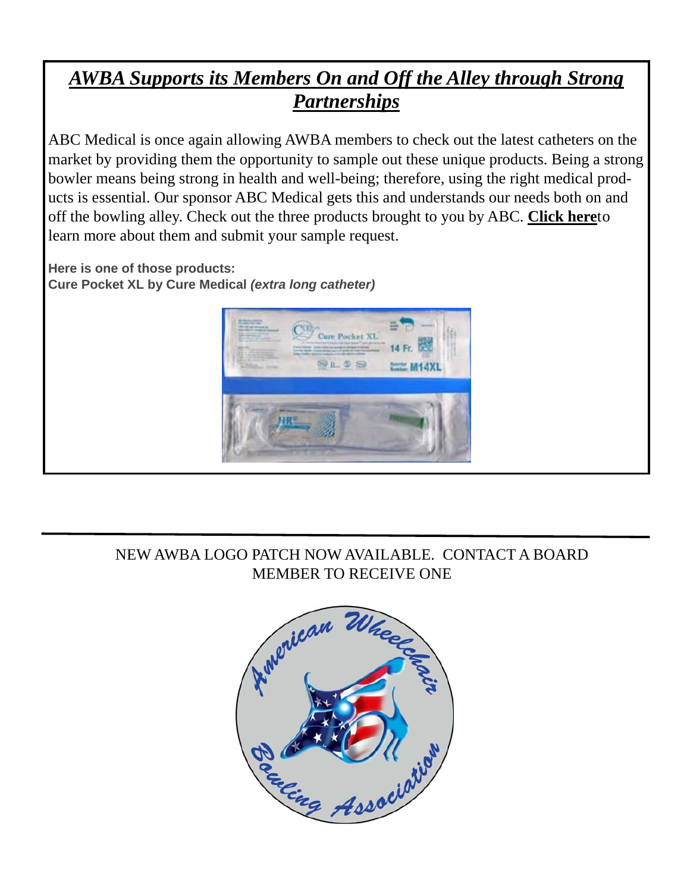## ***AWBA Supports its Members On and Off the Alley through Strong Partnerships***

ABC Medical is once again allowing AWBA members to check out the latest catheters on the market by providing them the opportunity to sample out these unique products. Being a strong bowler means being strong in health and well-being; therefore, using the right medical products is essential. Our sponsor ABC Medical gets this and understands our needs both on and off the bowling alley. Check out the three products brought to you by ABC. **Click here**to learn more about them and submit your sample request.

**Here is one of those products:**
**Cure Pocket XL by Cure Medical *(extra long catheter)***

---

NEW AWBA LOGO PATCH NOW AVAILABLE. CONTACT A BOARD MEMBER TO RECEIVE ONE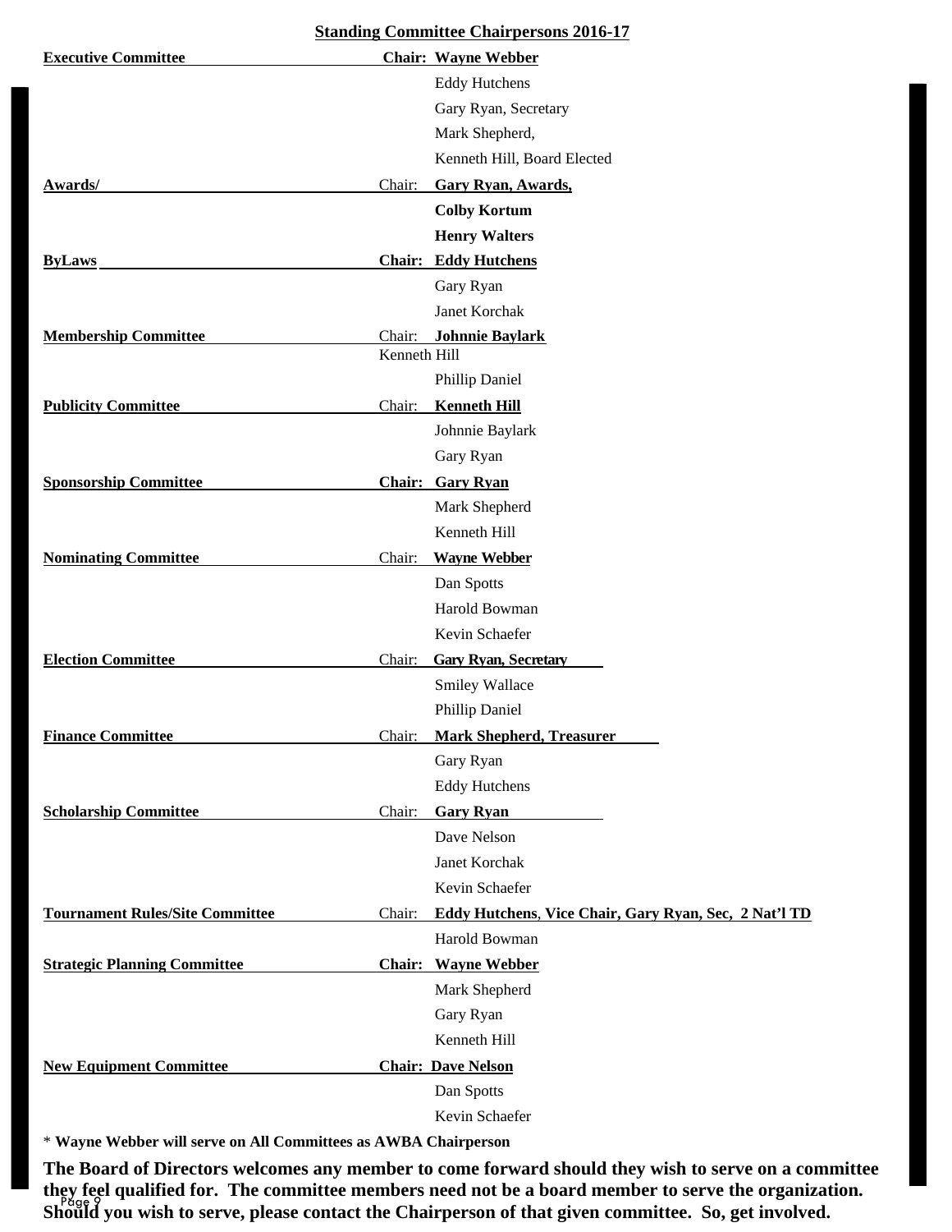## Standing Committee Chairpersons 2016-17

| Committee | Chair / Members |
|---|---|
| **Executive Committee** | **Chair: Wayne Webber** |
| | Eddy Hutchens |
| | Gary Ryan, Secretary |
| | Mark Shepherd, |
| | Kenneth Hill, Board Elected |
| **Awards/** | Chair: **Gary Ryan, Awards,** |
| | **Colby Kortum** |
| | **Henry Walters** |
| **ByLaws** | **Chair: Eddy Hutchens** |
| | Gary Ryan |
| | Janet Korchak |
| **Membership Committee** | Chair: **Johnnie Baylark** |
| | Kenneth Hill |
| | Phillip Daniel |
| **Publicity Committee** | Chair: **Kenneth Hill** |
| | Johnnie Baylark |
| | Gary Ryan |
| **Sponsorship Committee** | **Chair: Gary Ryan** |
| | Mark Shepherd |
| | Kenneth Hill |
| **Nominating Committee** | Chair: **Wayne Webber** |
| | Dan Spotts |
| | Harold Bowman |
| | Kevin Schaefer |
| **Election Committee** | Chair: **Gary Ryan, Secretary** |
| | Smiley Wallace |
| | Phillip Daniel |
| **Finance Committee** | Chair: **Mark Shepherd, Treasurer** |
| | Gary Ryan |
| | Eddy Hutchens |
| **Scholarship Committee** | Chair: **Gary Ryan** |
| | Dave Nelson |
| | Janet Korchak |
| | Kevin Schaefer |
| **Tournament Rules/Site Committee** | Chair: **Eddy Hutchens, Vice Chair, Gary Ryan, Sec, 2 Nat'l TD** |
| | Harold Bowman |
| **Strategic Planning Committee** | **Chair: Wayne Webber** |
| | Mark Shepherd |
| | Gary Ryan |
| | Kenneth Hill |
| **New Equipment Committee** | **Chair: Dave Nelson** |
| | Dan Spotts |
| | Kevin Schaefer |

\* **Wayne Webber will serve on All Committees as AWBA Chairperson**

**The Board of Directors welcomes any member to come forward should they wish to serve on a committee they feel qualified for. The committee members need not be a board member to serve the organization. Should you wish to serve, please contact the Chairperson of that given committee. So, get involved.**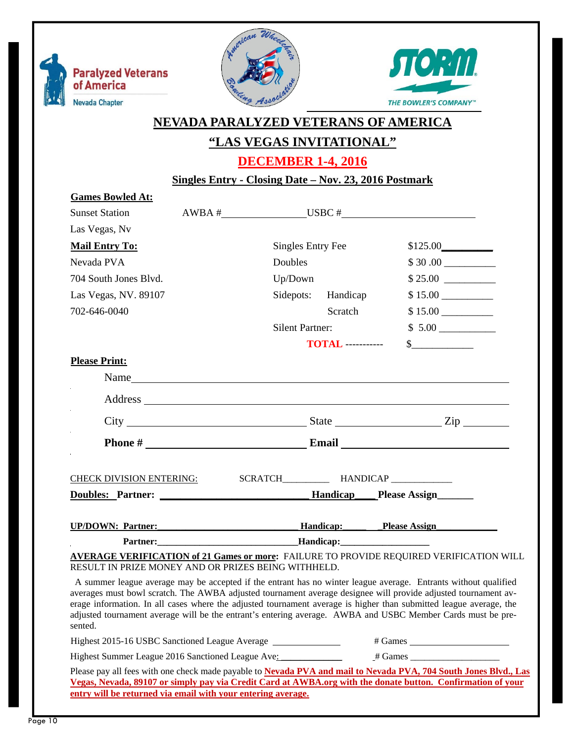Paralyzed Veterans of America
Nevada Chapter

# NEVADA PARALYZED VETERANS OF AMERICA

## "LAS VEGAS INVITATIONAL"

## DECEMBER 1-4, 2016

### Singles Entry - Closing Date – Nov. 23, 2016 Postmark

**Games Bowled At:**

Sunset Station AWBA #________________ USBC #__________________________

Las Vegas, Nv

| **Mail Entry To:** | | |
|---|---|---|
| Nevada PVA | Singles Entry Fee | $125.00__________ |
| 704 South Jones Blvd. | Doubles | $ 30 .00 __________ |
| Las Vegas, NV. 89107 | Up/Down | $ 25.00 __________ |
| 702-646-0040 | Sidepots: Handicap | $ 15.00 __________ |
| | Scratch | $ 15.00 __________ |
| | Silent Partner: | $ 5.00 ___________ |
| | **TOTAL** ----------- | $____________ |

**Please Print:**

Name____________________________________________________________

Address __________________________________________________________

City _______________________________ State ___________________ Zip _________

**Phone #** _____________________________ **Email** ____________________________

CHECK DIVISION ENTERING: SCRATCH_________ HANDICAP ____________

**Doubles: Partner: ____________________________ Handicap____ Please Assign_______**

**UP/DOWN: Partner:___________________________ Handicap:_____ _Please Assign____________**

**Partner:_____________________________Handicap:_________________**

**AVERAGE VERIFICATION of 21 Games or more:** FAILURE TO PROVIDE REQUIRED VERIFICATION WILL RESULT IN PRIZE MONEY AND OR PRIZES BEING WITHHELD.

A summer league average may be accepted if the entrant has no winter league average. Entrants without qualified averages must bowl scratch. The AWBA adjusted tournament average designee will provide adjusted tournament average information. In all cases where the adjusted tournament average is higher than submitted league average, the adjusted tournament average will be the entrant's entering average. AWBA and USBC Member Cards must be presented.

Highest 2015-16 USBC Sanctioned League Average ______________ # Games ____________________

Highest Summer League 2016 Sanctioned League Ave:_____________ # Games ___________________

Please pay all fees with one check made payable to **Nevada PVA and mail to Nevada PVA, 704 South Jones Blvd., Las Vegas, Nevada, 89107 or simply pay via Credit Card at AWBA.org with the donate button. Confirmation of your entry will be returned via email with your entering average.**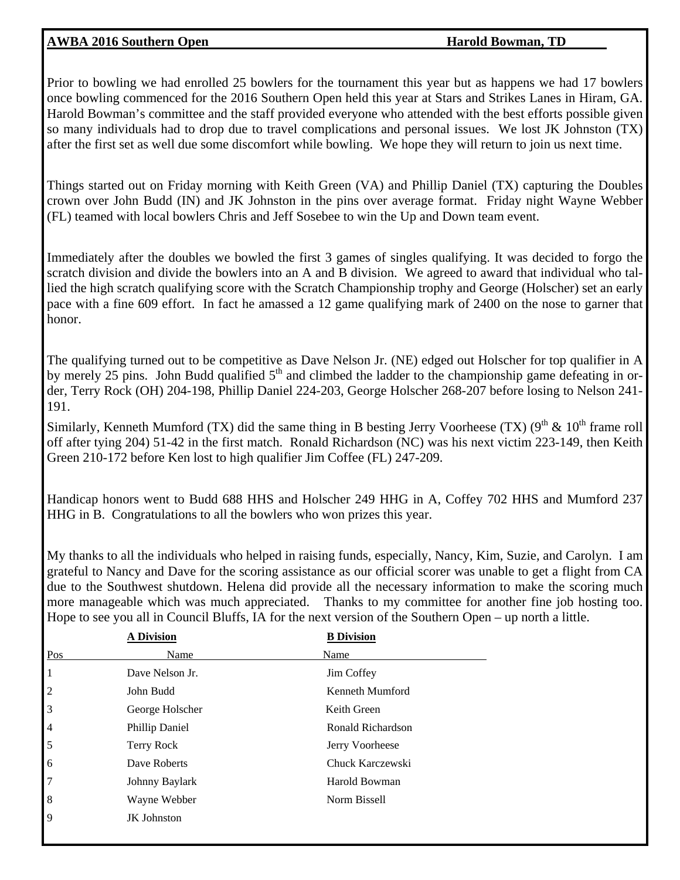**AWBA 2016 Southern Open** **Harold Bowman, TD**

Prior to bowling we had enrolled 25 bowlers for the tournament this year but as happens we had 17 bowlers once bowling commenced for the 2016 Southern Open held this year at Stars and Strikes Lanes in Hiram, GA. Harold Bowman's committee and the staff provided everyone who attended with the best efforts possible given so many individuals had to drop due to travel complications and personal issues. We lost JK Johnston (TX) after the first set as well due some discomfort while bowling. We hope they will return to join us next time.

Things started out on Friday morning with Keith Green (VA) and Phillip Daniel (TX) capturing the Doubles crown over John Budd (IN) and JK Johnston in the pins over average format. Friday night Wayne Webber (FL) teamed with local bowlers Chris and Jeff Sosebee to win the Up and Down team event.

Immediately after the doubles we bowled the first 3 games of singles qualifying. It was decided to forgo the scratch division and divide the bowlers into an A and B division. We agreed to award that individual who tallied the high scratch qualifying score with the Scratch Championship trophy and George (Holscher) set an early pace with a fine 609 effort. In fact he amassed a 12 game qualifying mark of 2400 on the nose to garner that honor.

The qualifying turned out to be competitive as Dave Nelson Jr. (NE) edged out Holscher for top qualifier in A by merely 25 pins. John Budd qualified 5th and climbed the ladder to the championship game defeating in order, Terry Rock (OH) 204-198, Phillip Daniel 224-203, George Holscher 268-207 before losing to Nelson 241-191.

Similarly, Kenneth Mumford (TX) did the same thing in B besting Jerry Voorheese (TX) (9th & 10th frame roll off after tying 204) 51-42 in the first match. Ronald Richardson (NC) was his next victim 223-149, then Keith Green 210-172 before Ken lost to high qualifier Jim Coffee (FL) 247-209.

Handicap honors went to Budd 688 HHS and Holscher 249 HHG in A, Coffey 702 HHS and Mumford 237 HHG in B. Congratulations to all the bowlers who won prizes this year.

My thanks to all the individuals who helped in raising funds, especially, Nancy, Kim, Suzie, and Carolyn. I am grateful to Nancy and Dave for the scoring assistance as our official scorer was unable to get a flight from CA due to the Southwest shutdown. Helena did provide all the necessary information to make the scoring much more manageable which was much appreciated. Thanks to my committee for another fine job hosting too. Hope to see you all in Council Bluffs, IA for the next version of the Southern Open – up north a little.

| | **A Division** | **B Division** |
|---|---|---|
| Pos | Name | Name |
| 1 | Dave Nelson Jr. | Jim Coffey |
| 2 | John Budd | Kenneth Mumford |
| 3 | George Holscher | Keith Green |
| 4 | Phillip Daniel | Ronald Richardson |
| 5 | Terry Rock | Jerry Voorheese |
| 6 | Dave Roberts | Chuck Karczewski |
| 7 | Johnny Baylark | Harold Bowman |
| 8 | Wayne Webber | Norm Bissell |
| 9 | JK Johnston | |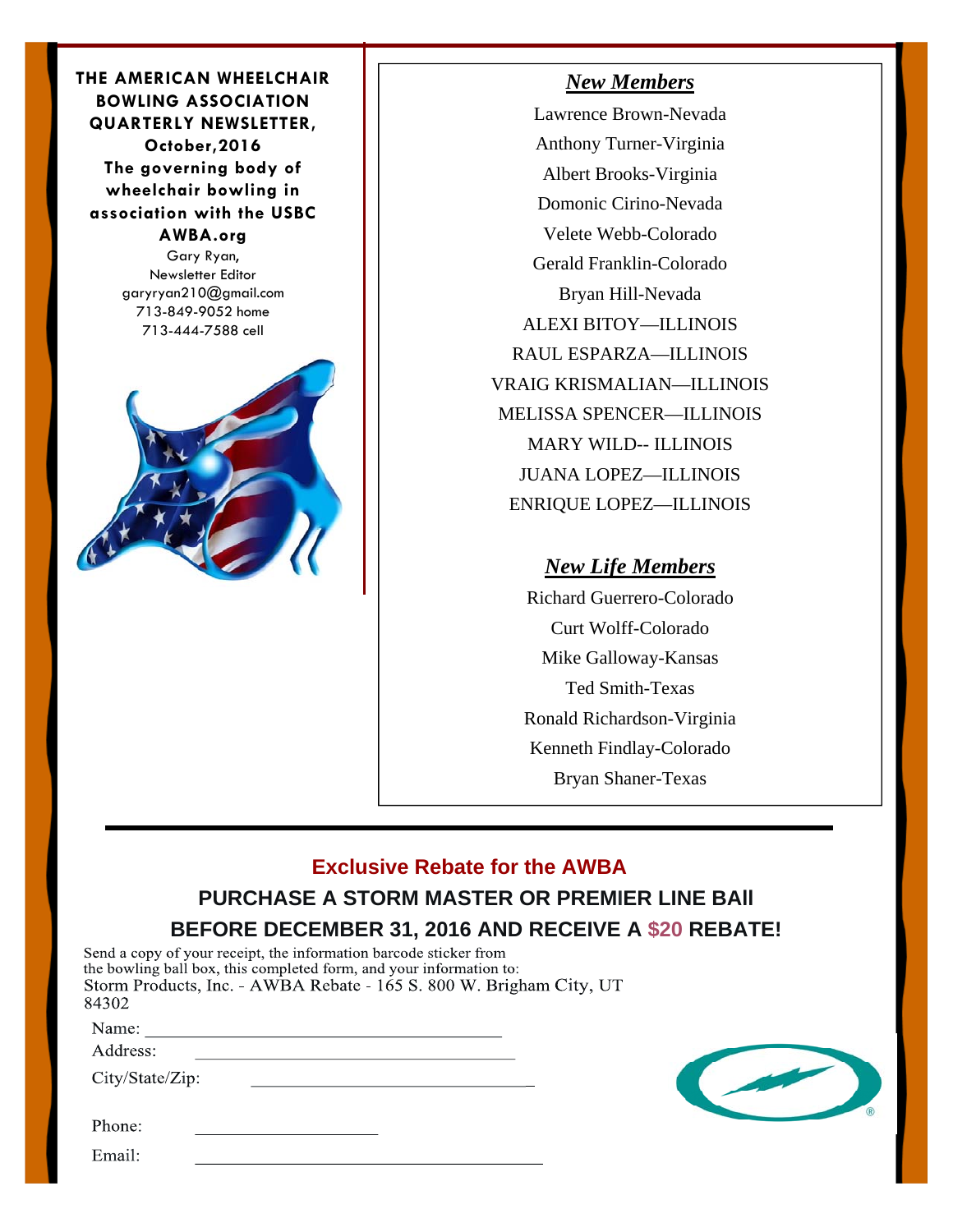**THE AMERICAN WHEELCHAIR BOWLING ASSOCIATION QUARTERLY NEWSLETTER, October,2016**

**The governing body of wheelchair bowling in association with the USBC**

**AWBA.org**

Gary Ryan,
Newsletter Editor
garyryan210@gmail.com
713-849-9052 home
713-444-7588 cell

## ***New Members***

Lawrence Brown-Nevada
Anthony Turner-Virginia
Albert Brooks-Virginia
Domonic Cirino-Nevada
Velete Webb-Colorado
Gerald Franklin-Colorado
Bryan Hill-Nevada
ALEXI BITOY—ILLINOIS
RAUL ESPARZA—ILLINOIS
VRAIG KRISMALIAN—ILLINOIS
MELISSA SPENCER—ILLINOIS
MARY WILD-- ILLINOIS
JUANA LOPEZ—ILLINOIS
ENRIQUE LOPEZ—ILLINOIS

## ***New Life Members***

Richard Guerrero-Colorado
Curt Wolff-Colorado
Mike Galloway-Kansas
Ted Smith-Texas
Ronald Richardson-Virginia
Kenneth Findlay-Colorado
Bryan Shaner-Texas

## Exclusive Rebate for the AWBA

### PURCHASE A STORM MASTER OR PREMIER LINE BAll BEFORE DECEMBER 31, 2016 AND RECEIVE A $20 REBATE!

Send a copy of your receipt, the information barcode sticker from the bowling ball box, this completed form, and your information to:
Storm Products, Inc. - AWBA Rebate - 165 S. 800 W. Brigham City, UT 84302

Name: ________________________________

Address: ________________________________

City/State/Zip: ________________________________

Phone: ____________________

Email: ________________________________